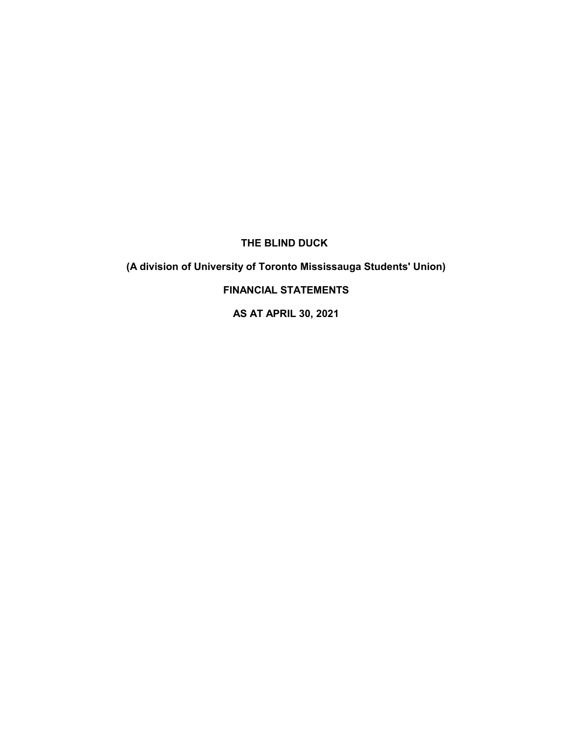# THE BLIND DUCK

## (A division of University of Toronto Mississauga Students' Union)

## FINANCIAL STATEMENTS

## AS AT APRIL 30, 2021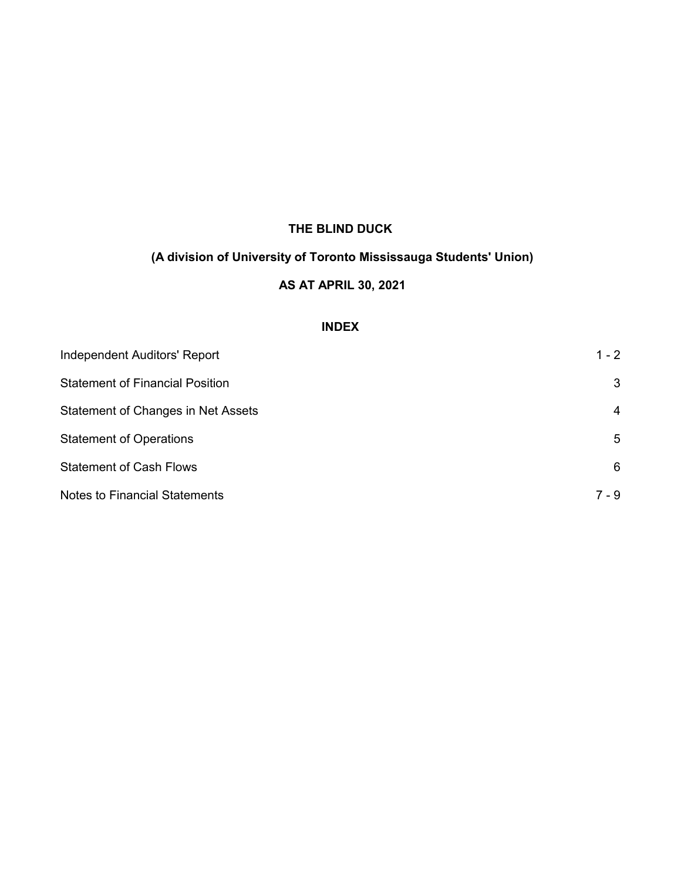# THE BLIND DUCK

## (A division of University of Toronto Mississauga Students' Union)

## AS AT APRIL 30, 2021

### INDEX

| | |
|---|---|
| Independent Auditors' Report | 1 - 2 |
| Statement of Financial Position | 3 |
| Statement of Changes in Net Assets | 4 |
| Statement of Operations | 5 |
| Statement of Cash Flows | 6 |
| Notes to Financial Statements | 7 - 9 |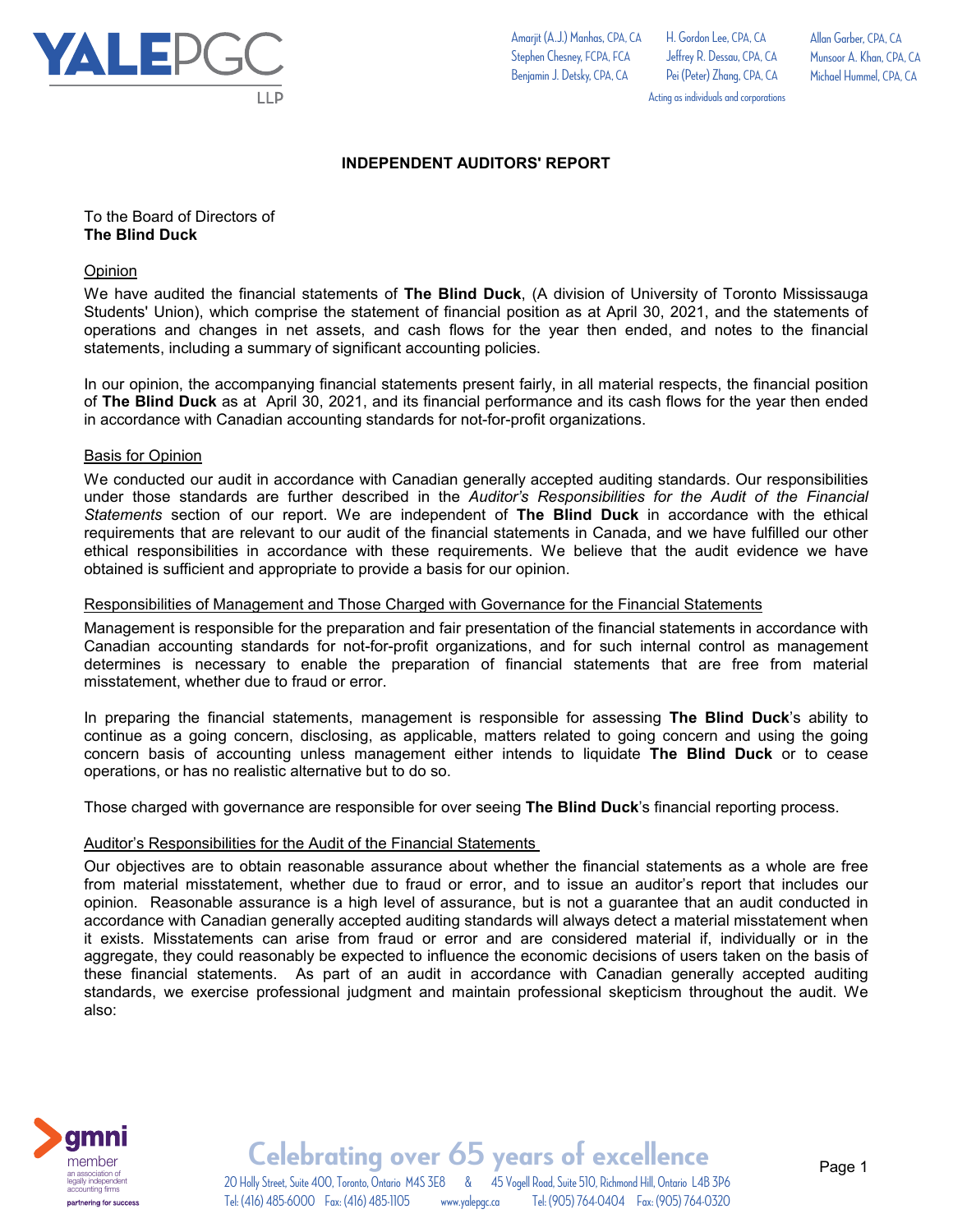# INDEPENDENT AUDITORS' REPORT

To the Board of Directors of
**The Blind Duck**

## Opinion

We have audited the financial statements of **The Blind Duck**, (A division of University of Toronto Mississauga Students' Union), which comprise the statement of financial position as at April 30, 2021, and the statements of operations and changes in net assets, and cash flows for the year then ended, and notes to the financial statements, including a summary of significant accounting policies.

In our opinion, the accompanying financial statements present fairly, in all material respects, the financial position of **The Blind Duck** as at April 30, 2021, and its financial performance and its cash flows for the year then ended in accordance with Canadian accounting standards for not-for-profit organizations.

## Basis for Opinion

We conducted our audit in accordance with Canadian generally accepted auditing standards. Our responsibilities under those standards are further described in the *Auditor's Responsibilities for the Audit of the Financial Statements* section of our report. We are independent of **The Blind Duck** in accordance with the ethical requirements that are relevant to our audit of the financial statements in Canada, and we have fulfilled our other ethical responsibilities in accordance with these requirements. We believe that the audit evidence we have obtained is sufficient and appropriate to provide a basis for our opinion.

## Responsibilities of Management and Those Charged with Governance for the Financial Statements

Management is responsible for the preparation and fair presentation of the financial statements in accordance with Canadian accounting standards for not-for-profit organizations, and for such internal control as management determines is necessary to enable the preparation of financial statements that are free from material misstatement, whether due to fraud or error.

In preparing the financial statements, management is responsible for assessing **The Blind Duck**'s ability to continue as a going concern, disclosing, as applicable, matters related to going concern and using the going concern basis of accounting unless management either intends to liquidate **The Blind Duck** or to cease operations, or has no realistic alternative but to do so.

Those charged with governance are responsible for over seeing **The Blind Duck**'s financial reporting process.

## Auditor's Responsibilities for the Audit of the Financial Statements

Our objectives are to obtain reasonable assurance about whether the financial statements as a whole are free from material misstatement, whether due to fraud or error, and to issue an auditor's report that includes our opinion. Reasonable assurance is a high level of assurance, but is not a guarantee that an audit conducted in accordance with Canadian generally accepted auditing standards will always detect a material misstatement when it exists. Misstatements can arise from fraud or error and are considered material if, individually or in the aggregate, they could reasonably be expected to influence the economic decisions of users taken on the basis of these financial statements. As part of an audit in accordance with Canadian generally accepted auditing standards, we exercise professional judgment and maintain professional skepticism throughout the audit. We also: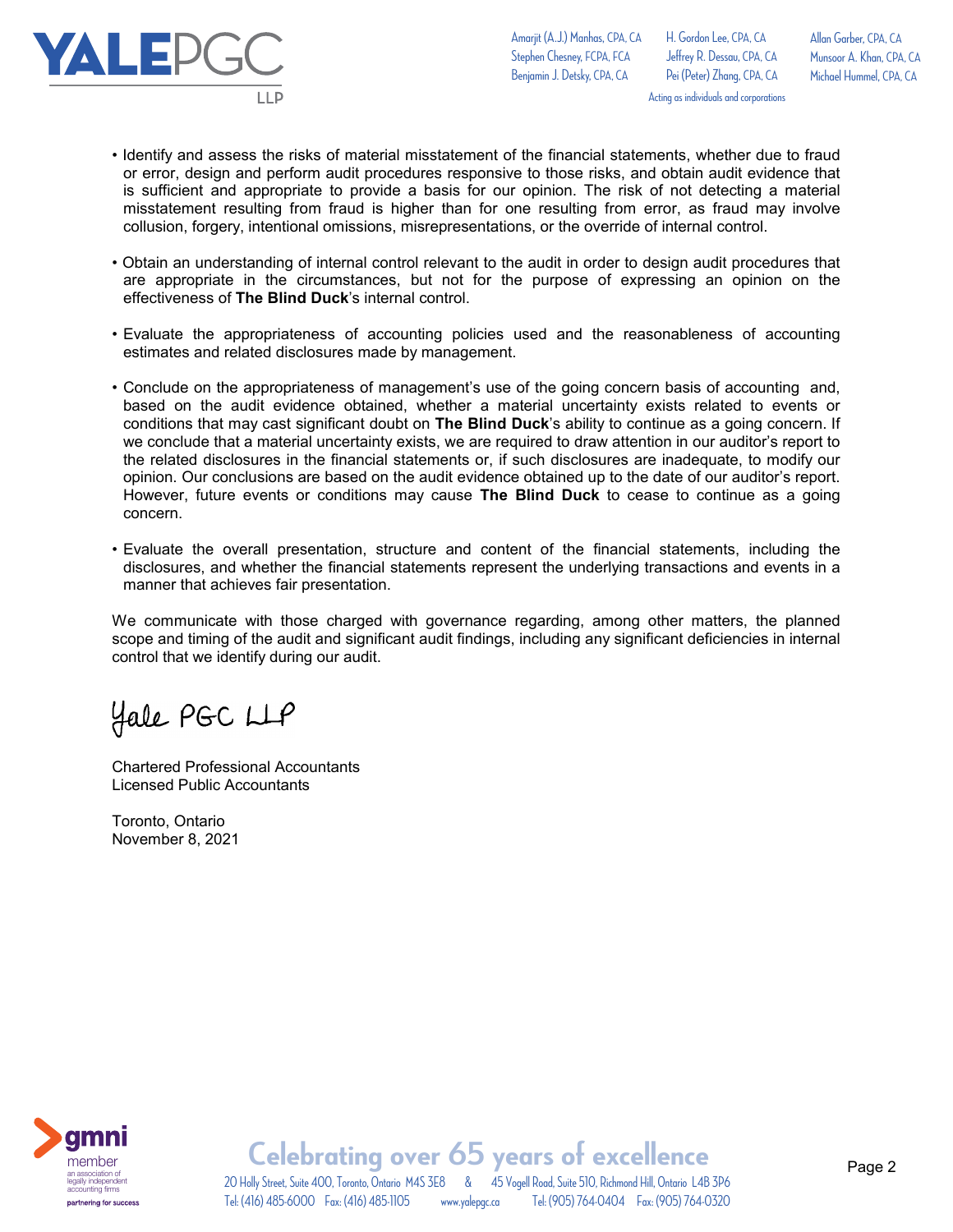- Identify and assess the risks of material misstatement of the financial statements, whether due to fraud or error, design and perform audit procedures responsive to those risks, and obtain audit evidence that is sufficient and appropriate to provide a basis for our opinion. The risk of not detecting a material misstatement resulting from fraud is higher than for one resulting from error, as fraud may involve collusion, forgery, intentional omissions, misrepresentations, or the override of internal control.

- Obtain an understanding of internal control relevant to the audit in order to design audit procedures that are appropriate in the circumstances, but not for the purpose of expressing an opinion on the effectiveness of **The Blind Duck**'s internal control.

- Evaluate the appropriateness of accounting policies used and the reasonableness of accounting estimates and related disclosures made by management.

- Conclude on the appropriateness of management's use of the going concern basis of accounting and, based on the audit evidence obtained, whether a material uncertainty exists related to events or conditions that may cast significant doubt on **The Blind Duck**'s ability to continue as a going concern. If we conclude that a material uncertainty exists, we are required to draw attention in our auditor's report to the related disclosures in the financial statements or, if such disclosures are inadequate, to modify our opinion. Our conclusions are based on the audit evidence obtained up to the date of our auditor's report. However, future events or conditions may cause **The Blind Duck** to cease to continue as a going concern.

- Evaluate the overall presentation, structure and content of the financial statements, including the disclosures, and whether the financial statements represent the underlying transactions and events in a manner that achieves fair presentation.

We communicate with those charged with governance regarding, among other matters, the planned scope and timing of the audit and significant audit findings, including any significant deficiencies in internal control that we identify during our audit.

Yale PGC LLP

Chartered Professional Accountants
Licensed Public Accountants

Toronto, Ontario
November 8, 2021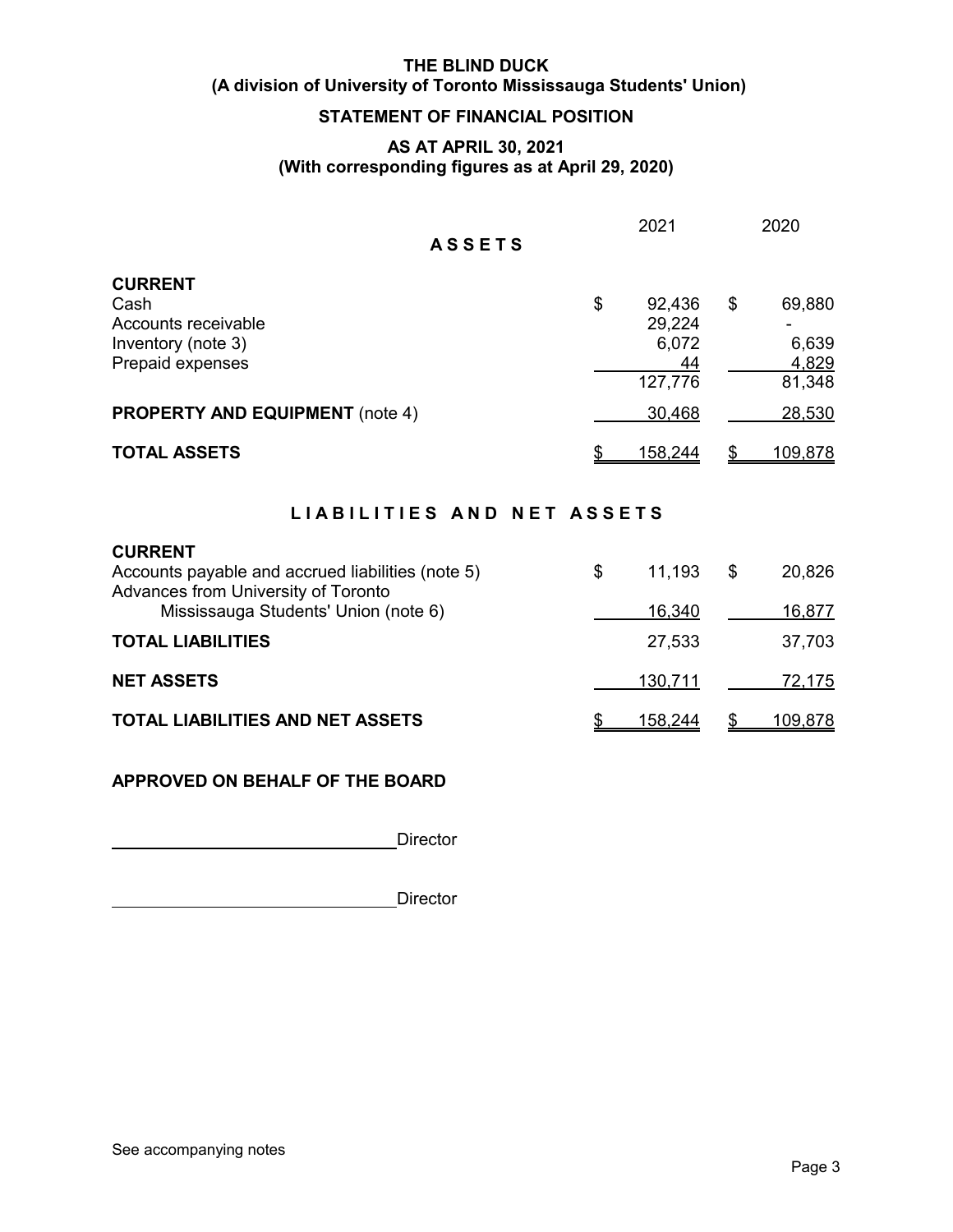# THE BLIND DUCK
## (A division of University of Toronto Mississauga Students' Union)

## STATEMENT OF FINANCIAL POSITION

### AS AT APRIL 30, 2021
### (With corresponding figures as at April 29, 2020)

| | 2021 | 2020 |
|---|---|---|
| **ASSETS** | | |
| **CURRENT** | | |
| Cash | $ 92,436 | $ 69,880 |
| Accounts receivable | 29,224 | - |
| Inventory (note 3) | 6,072 | 6,639 |
| Prepaid expenses | 44 | 4,829 |
| | 127,776 | 81,348 |
| **PROPERTY AND EQUIPMENT** (note 4) | 30,468 | 28,530 |
| **TOTAL ASSETS** | $ 158,244 | $ 109,878 |

| | 2021 | 2020 |
|---|---|---|
| **LIABILITIES AND NET ASSETS** | | |
| **CURRENT** | | |
| Accounts payable and accrued liabilities (note 5) | $ 11,193 | $ 20,826 |
| Advances from University of Toronto Mississauga Students' Union (note 6) | 16,340 | 16,877 |
| **TOTAL LIABILITIES** | 27,533 | 37,703 |
| **NET ASSETS** | 130,711 | 72,175 |
| **TOTAL LIABILITIES AND NET ASSETS** | $ 158,244 | $ 109,878 |

**APPROVED ON BEHALF OF THE BOARD**

______________________________ Director

______________________________ Director

See accompanying notes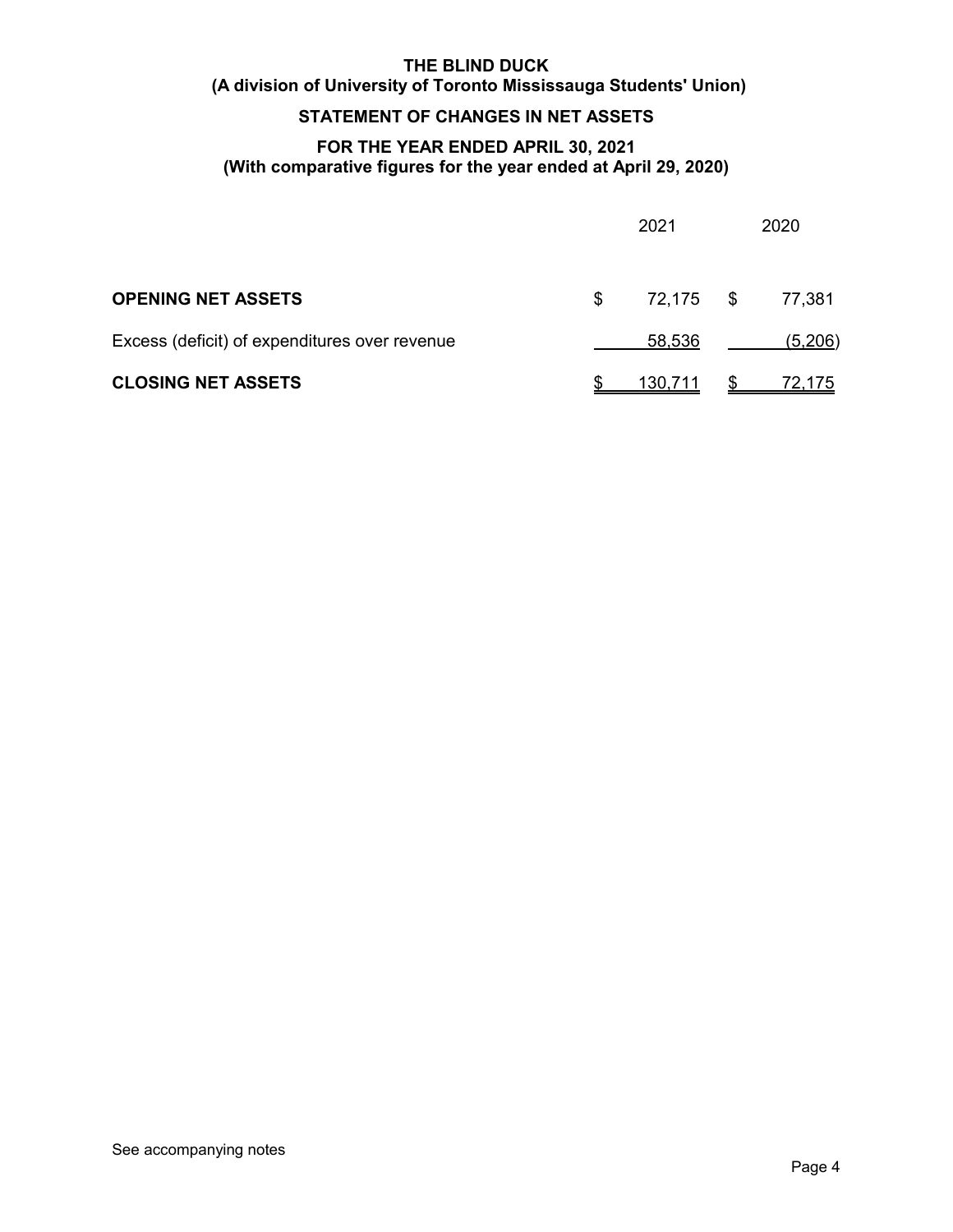# THE BLIND DUCK
## (A division of University of Toronto Mississauga Students' Union)

## STATEMENT OF CHANGES IN NET ASSETS

### FOR THE YEAR ENDED APRIL 30, 2021
### (With comparative figures for the year ended at April 29, 2020)

| | 2021 | 2020 |
|---|---|---|
| **OPENING NET ASSETS** | $ 72,175 | $ 77,381 |
| Excess (deficit) of expenditures over revenue | 58,536 | (5,206) |
| **CLOSING NET ASSETS** | $ 130,711 | $ 72,175 |

See accompanying notes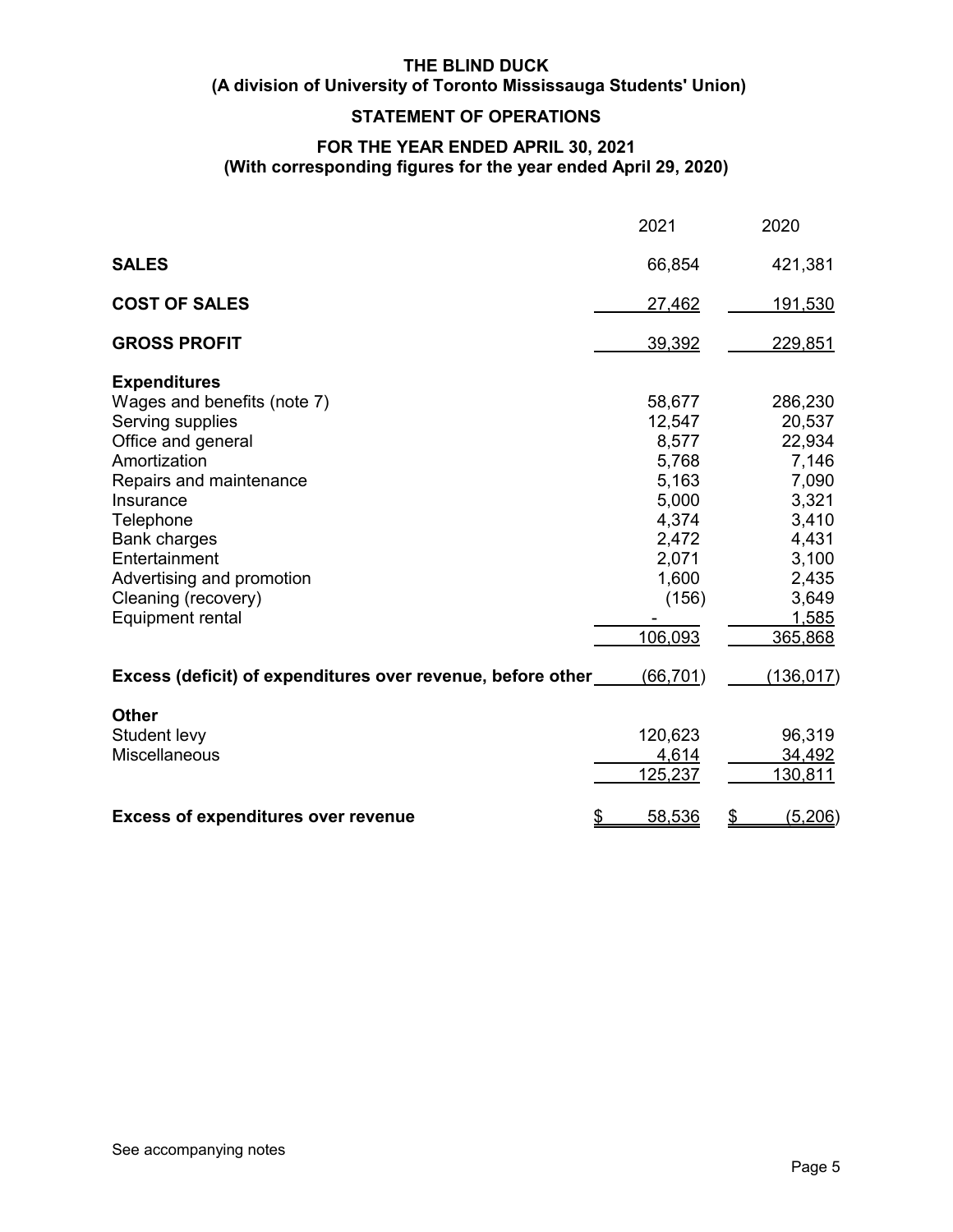**THE BLIND DUCK**
**(A division of University of Toronto Mississauga Students' Union)**

**STATEMENT OF OPERATIONS**

**FOR THE YEAR ENDED APRIL 30, 2021**
**(With corresponding figures for the year ended April 29, 2020)**

| | 2021 | 2020 |
|---|---|---|
| **SALES** | 66,854 | 421,381 |
| **COST OF SALES** | 27,462 | 191,530 |
| **GROSS PROFIT** | 39,392 | 229,851 |
| **Expenditures** | | |
| Wages and benefits (note 7) | 58,677 | 286,230 |
| Serving supplies | 12,547 | 20,537 |
| Office and general | 8,577 | 22,934 |
| Amortization | 5,768 | 7,146 |
| Repairs and maintenance | 5,163 | 7,090 |
| Insurance | 5,000 | 3,321 |
| Telephone | 4,374 | 3,410 |
| Bank charges | 2,472 | 4,431 |
| Entertainment | 2,071 | 3,100 |
| Advertising and promotion | 1,600 | 2,435 |
| Cleaning (recovery) | (156) | 3,649 |
| Equipment rental | - | 1,585 |
| | 106,093 | 365,868 |
| **Excess (deficit) of expenditures over revenue, before other** | (66,701) | (136,017) |
| **Other** | | |
| Student levy | 120,623 | 96,319 |
| Miscellaneous | 4,614 | 34,492 |
| | 125,237 | 130,811 |
| **Excess of expenditures over revenue** | $ 58,536 | $ (5,206) |

See accompanying notes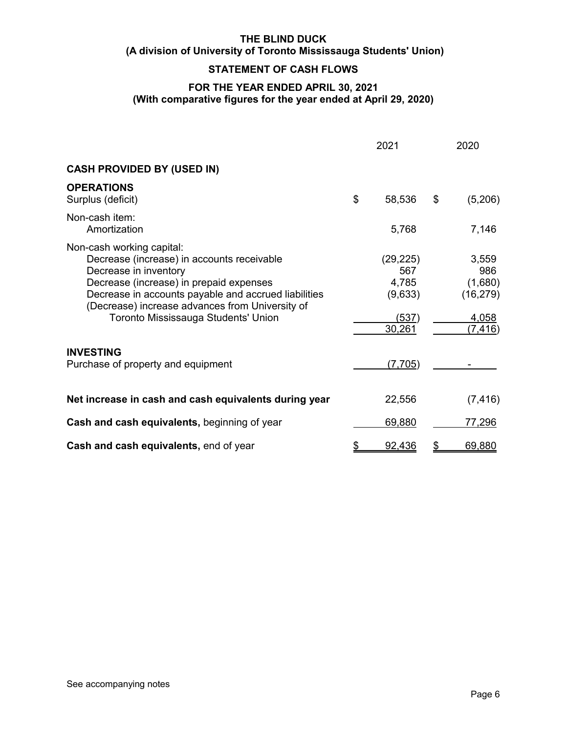**THE BLIND DUCK**
**(A division of University of Toronto Mississauga Students' Union)**

## STATEMENT OF CASH FLOWS

**FOR THE YEAR ENDED APRIL 30, 2021**
**(With comparative figures for the year ended at April 29, 2020)**

| | 2021 | 2020 |
|---|---|---|
| **CASH PROVIDED BY (USED IN)** | | |
| **OPERATIONS** | | |
| Surplus (deficit) | $ 58,536 | $ (5,206) |
| Non-cash item: | | |
| Amortization | 5,768 | 7,146 |
| Non-cash working capital: | | |
| Decrease (increase) in accounts receivable | (29,225) | 3,559 |
| Decrease in inventory | 567 | 986 |
| Decrease (increase) in prepaid expenses | 4,785 | (1,680) |
| Decrease in accounts payable and accrued liabilities | (9,633) | (16,279) |
| (Decrease) increase advances from University of Toronto Mississauga Students' Union | (537) | 4,058 |
| | 30,261 | (7,416) |
| **INVESTING** | | |
| Purchase of property and equipment | (7,705) | - |
| **Net increase in cash and cash equivalents during year** | 22,556 | (7,416) |
| **Cash and cash equivalents,** beginning of year | 69,880 | 77,296 |
| **Cash and cash equivalents,** end of year | $ 92,436 | $ 69,880 |

See accompanying notes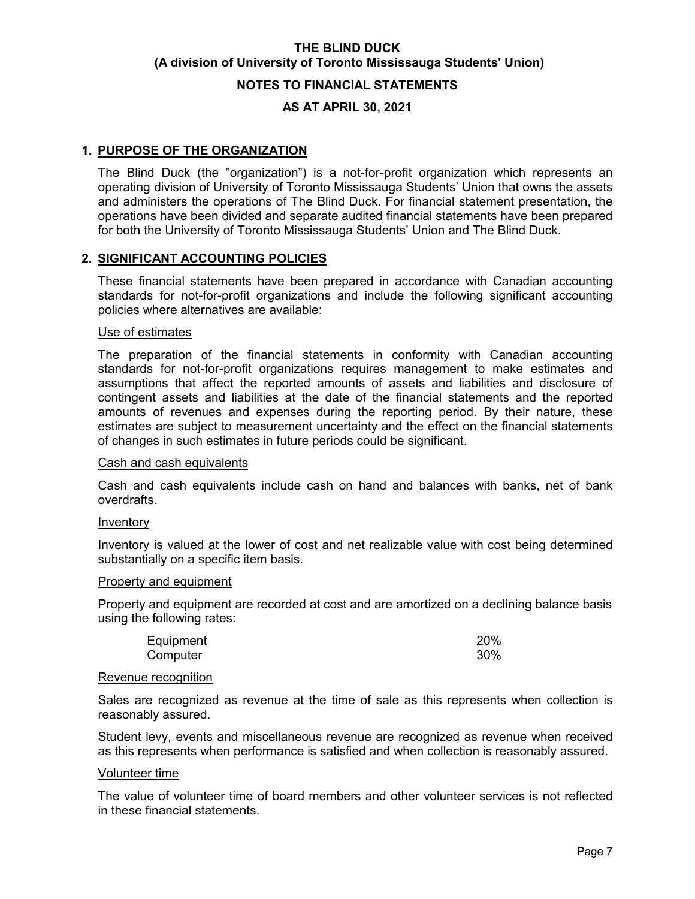# THE BLIND DUCK
## (A division of University of Toronto Mississauga Students' Union)
## NOTES TO FINANCIAL STATEMENTS
## AS AT APRIL 30, 2021

### 1. PURPOSE OF THE ORGANIZATION

The Blind Duck (the "organization") is a not-for-profit organization which represents an operating division of University of Toronto Mississauga Students' Union that owns the assets and administers the operations of The Blind Duck. For financial statement presentation, the operations have been divided and separate audited financial statements have been prepared for both the University of Toronto Mississauga Students' Union and The Blind Duck.

### 2. SIGNIFICANT ACCOUNTING POLICIES

These financial statements have been prepared in accordance with Canadian accounting standards for not-for-profit organizations and include the following significant accounting policies where alternatives are available:

#### Use of estimates

The preparation of the financial statements in conformity with Canadian accounting standards for not-for-profit organizations requires management to make estimates and assumptions that affect the reported amounts of assets and liabilities and disclosure of contingent assets and liabilities at the date of the financial statements and the reported amounts of revenues and expenses during the reporting period. By their nature, these estimates are subject to measurement uncertainty and the effect on the financial statements of changes in such estimates in future periods could be significant.

#### Cash and cash equivalents

Cash and cash equivalents include cash on hand and balances with banks, net of bank overdrafts.

#### Inventory

Inventory is valued at the lower of cost and net realizable value with cost being determined substantially on a specific item basis.

#### Property and equipment

Property and equipment are recorded at cost and are amortized on a declining balance basis using the following rates:

| | |
|---|---|
| Equipment | 20% |
| Computer | 30% |

#### Revenue recognition

Sales are recognized as revenue at the time of sale as this represents when collection is reasonably assured.

Student levy, events and miscellaneous revenue are recognized as revenue when received as this represents when performance is satisfied and when collection is reasonably assured.

#### Volunteer time

The value of volunteer time of board members and other volunteer services is not reflected in these financial statements.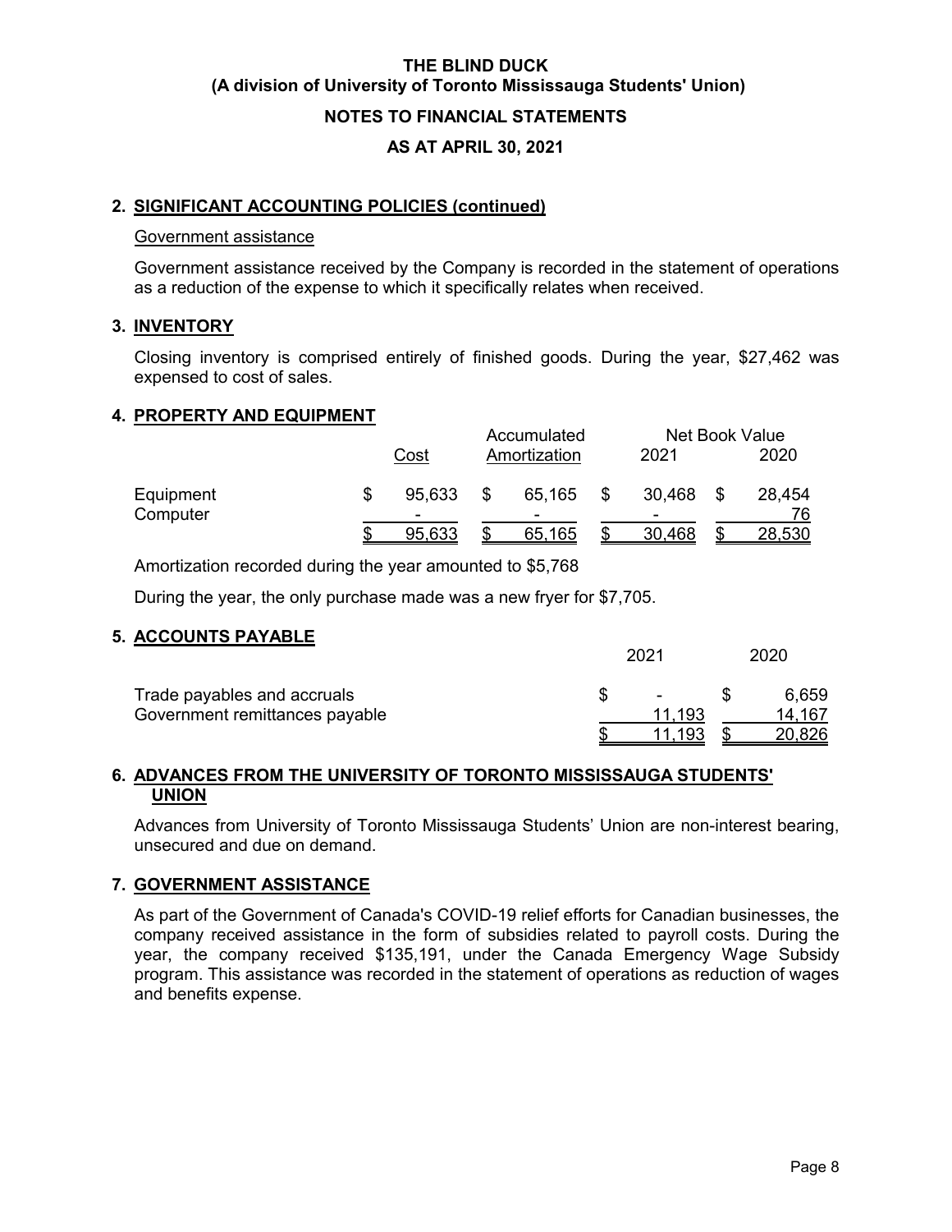**THE BLIND DUCK**
**(A division of University of Toronto Mississauga Students' Union)**

**NOTES TO FINANCIAL STATEMENTS**

**AS AT APRIL 30, 2021**

## 2. SIGNIFICANT ACCOUNTING POLICIES (continued)

Government assistance

Government assistance received by the Company is recorded in the statement of operations as a reduction of the expense to which it specifically relates when received.

## 3. INVENTORY

Closing inventory is comprised entirely of finished goods. During the year, $27,462 was expensed to cost of sales.

## 4. PROPERTY AND EQUIPMENT

| | Cost | Accumulated Amortization | Net Book Value 2021 | Net Book Value 2020 |
|---|---|---|---|---|
| Equipment | $ 95,633 | $ 65,165 | $ 30,468 | $ 28,454 |
| Computer | - | - | - | 76 |
| | $ 95,633 | $ 65,165 | $ 30,468 | $ 28,530 |

Amortization recorded during the year amounted to $5,768

During the year, the only purchase made was a new fryer for $7,705.

## 5. ACCOUNTS PAYABLE

| | 2021 | 2020 |
|---|---|---|
| Trade payables and accruals | $ - | $ 6,659 |
| Government remittances payable | 11,193 | 14,167 |
| | $ 11,193 | $ 20,826 |

## 6. ADVANCES FROM THE UNIVERSITY OF TORONTO MISSISSAUGA STUDENTS' UNION

Advances from University of Toronto Mississauga Students' Union are non-interest bearing, unsecured and due on demand.

## 7. GOVERNMENT ASSISTANCE

As part of the Government of Canada's COVID-19 relief efforts for Canadian businesses, the company received assistance in the form of subsidies related to payroll costs. During the year, the company received $135,191, under the Canada Emergency Wage Subsidy program. This assistance was recorded in the statement of operations as reduction of wages and benefits expense.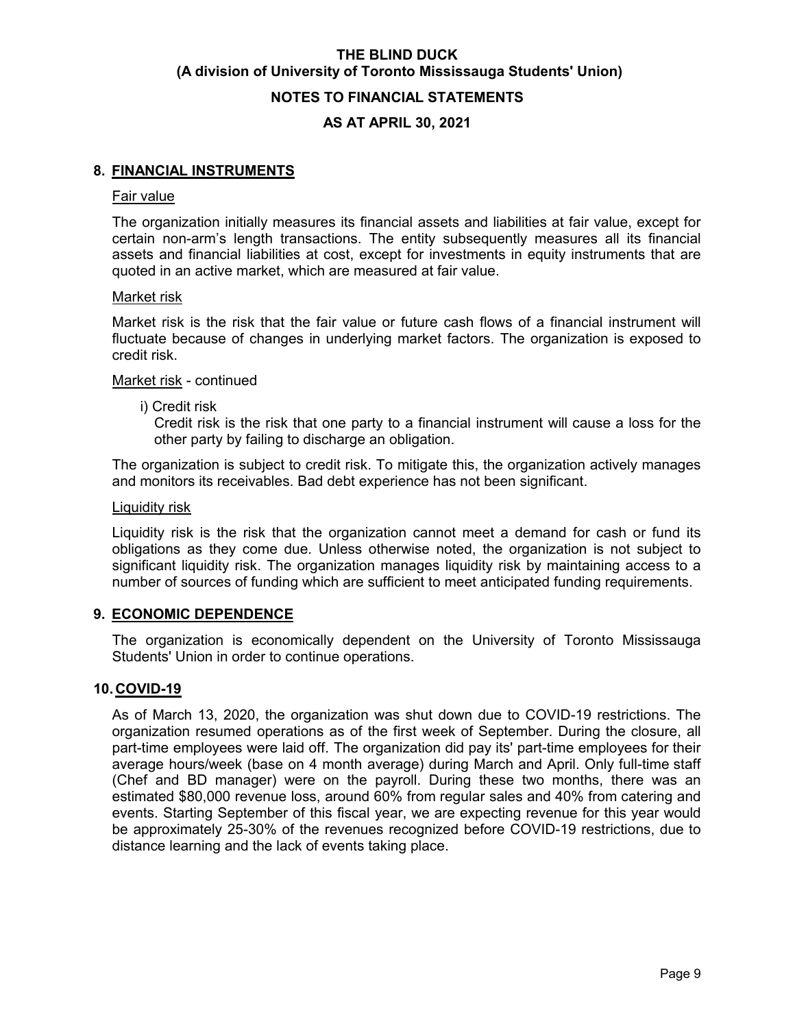# THE BLIND DUCK
## (A division of University of Toronto Mississauga Students' Union)
## NOTES TO FINANCIAL STATEMENTS
## AS AT APRIL 30, 2021

### 8. FINANCIAL INSTRUMENTS

Fair value

The organization initially measures its financial assets and liabilities at fair value, except for certain non-arm's length transactions. The entity subsequently measures all its financial assets and financial liabilities at cost, except for investments in equity instruments that are quoted in an active market, which are measured at fair value.

Market risk

Market risk is the risk that the fair value or future cash flows of a financial instrument will fluctuate because of changes in underlying market factors. The organization is exposed to credit risk.

Market risk - continued

i) Credit risk
Credit risk is the risk that one party to a financial instrument will cause a loss for the other party by failing to discharge an obligation.

The organization is subject to credit risk. To mitigate this, the organization actively manages and monitors its receivables. Bad debt experience has not been significant.

Liquidity risk

Liquidity risk is the risk that the organization cannot meet a demand for cash or fund its obligations as they come due. Unless otherwise noted, the organization is not subject to significant liquidity risk. The organization manages liquidity risk by maintaining access to a number of sources of funding which are sufficient to meet anticipated funding requirements.

### 9. ECONOMIC DEPENDENCE

The organization is economically dependent on the University of Toronto Mississauga Students' Union in order to continue operations.

### 10. COVID-19

As of March 13, 2020, the organization was shut down due to COVID-19 restrictions. The organization resumed operations as of the first week of September. During the closure, all part-time employees were laid off. The organization did pay its' part-time employees for their average hours/week (base on 4 month average) during March and April. Only full-time staff (Chef and BD manager) were on the payroll. During these two months, there was an estimated $80,000 revenue loss, around 60% from regular sales and 40% from catering and events. Starting September of this fiscal year, we are expecting revenue for this year would be approximately 25-30% of the revenues recognized before COVID-19 restrictions, due to distance learning and the lack of events taking place.